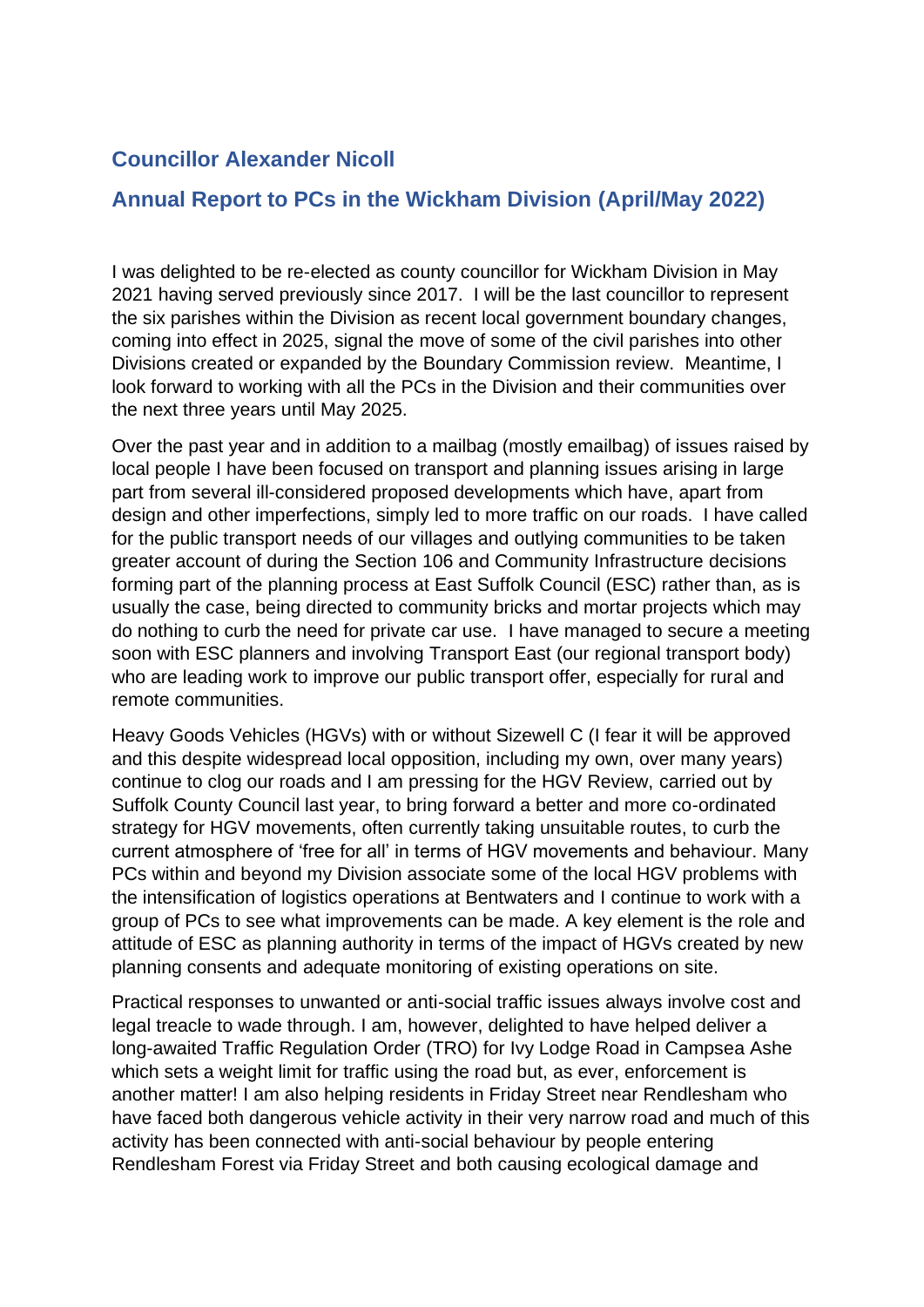## Councillor Alexander Nicoll

## Annual Report to PCs in the Wickham Division (April/May 2022)

I was delighted to be re-elected as county councillor for Wickham Division in May 2021 having served previously since 2017. I will be the last councillor to represent the six parishes within the Division as recent local government boundary changes, coming into effect in 2025, signal the move of some of the civil parishes into other Divisions created or expanded by the Boundary Commission review. Meantime, I look forward to working with all the PCs in the Division and their communities over the next three years until May 2025.

Over the past year and in addition to a mailbag (mostly emailbag) of issues raised by local people I have been focused on transport and planning issues arising in large part from several ill-considered proposed developments which have, apart from design and other imperfections, simply led to more traffic on our roads. I have called for the public transport needs of our villages and outlying communities to be taken greater account of during the Section 106 and Community Infrastructure decisions forming part of the planning process at East Suffolk Council (ESC) rather than, as is usually the case, being directed to community bricks and mortar projects which may do nothing to curb the need for private car use. I have managed to secure a meeting soon with ESC planners and involving Transport East (our regional transport body) who are leading work to improve our public transport offer, especially for rural and remote communities.

Heavy Goods Vehicles (HGVs) with or without Sizewell C (I fear it will be approved and this despite widespread local opposition, including my own, over many years) continue to clog our roads and I am pressing for the HGV Review, carried out by Suffolk County Council last year, to bring forward a better and more co-ordinated strategy for HGV movements, often currently taking unsuitable routes, to curb the current atmosphere of 'free for all' in terms of HGV movements and behaviour. Many PCs within and beyond my Division associate some of the local HGV problems with the intensification of logistics operations at Bentwaters and I continue to work with a group of PCs to see what improvements can be made. A key element is the role and attitude of ESC as planning authority in terms of the impact of HGVs created by new planning consents and adequate monitoring of existing operations on site.

Practical responses to unwanted or anti-social traffic issues always involve cost and legal treacle to wade through. I am, however, delighted to have helped deliver a long-awaited Traffic Regulation Order (TRO) for Ivy Lodge Road in Campsea Ashe which sets a weight limit for traffic using the road but, as ever, enforcement is another matter! I am also helping residents in Friday Street near Rendlesham who have faced both dangerous vehicle activity in their very narrow road and much of this activity has been connected with anti-social behaviour by people entering Rendlesham Forest via Friday Street and both causing ecological damage and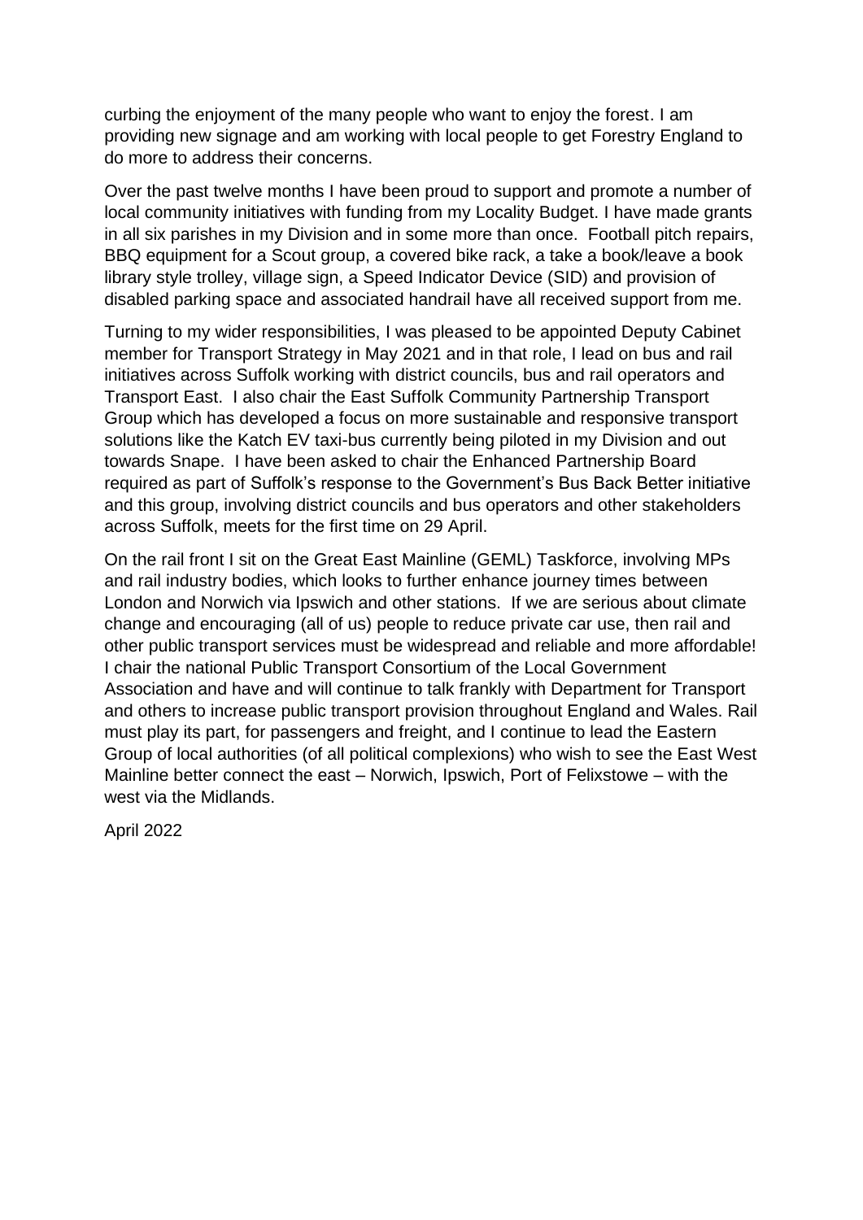curbing the enjoyment of the many people who want to enjoy the forest. I am providing new signage and am working with local people to get Forestry England to do more to address their concerns.

Over the past twelve months I have been proud to support and promote a number of local community initiatives with funding from my Locality Budget. I have made grants in all six parishes in my Division and in some more than once. Football pitch repairs, BBQ equipment for a Scout group, a covered bike rack, a take a book/leave a book library style trolley, village sign, a Speed Indicator Device (SID) and provision of disabled parking space and associated handrail have all received support from me.

Turning to my wider responsibilities, I was pleased to be appointed Deputy Cabinet member for Transport Strategy in May 2021 and in that role, I lead on bus and rail initiatives across Suffolk working with district councils, bus and rail operators and Transport East. I also chair the East Suffolk Community Partnership Transport Group which has developed a focus on more sustainable and responsive transport solutions like the Katch EV taxi-bus currently being piloted in my Division and out towards Snape. I have been asked to chair the Enhanced Partnership Board required as part of Suffolk's response to the Government's Bus Back Better initiative and this group, involving district councils and bus operators and other stakeholders across Suffolk, meets for the first time on 29 April.

On the rail front I sit on the Great East Mainline (GEML) Taskforce, involving MPs and rail industry bodies, which looks to further enhance journey times between London and Norwich via Ipswich and other stations. If we are serious about climate change and encouraging (all of us) people to reduce private car use, then rail and other public transport services must be widespread and reliable and more affordable! I chair the national Public Transport Consortium of the Local Government Association and have and will continue to talk frankly with Department for Transport and others to increase public transport provision throughout England and Wales. Rail must play its part, for passengers and freight, and I continue to lead the Eastern Group of local authorities (of all political complexions) who wish to see the East West Mainline better connect the east – Norwich, Ipswich, Port of Felixstowe – with the west via the Midlands.

April 2022